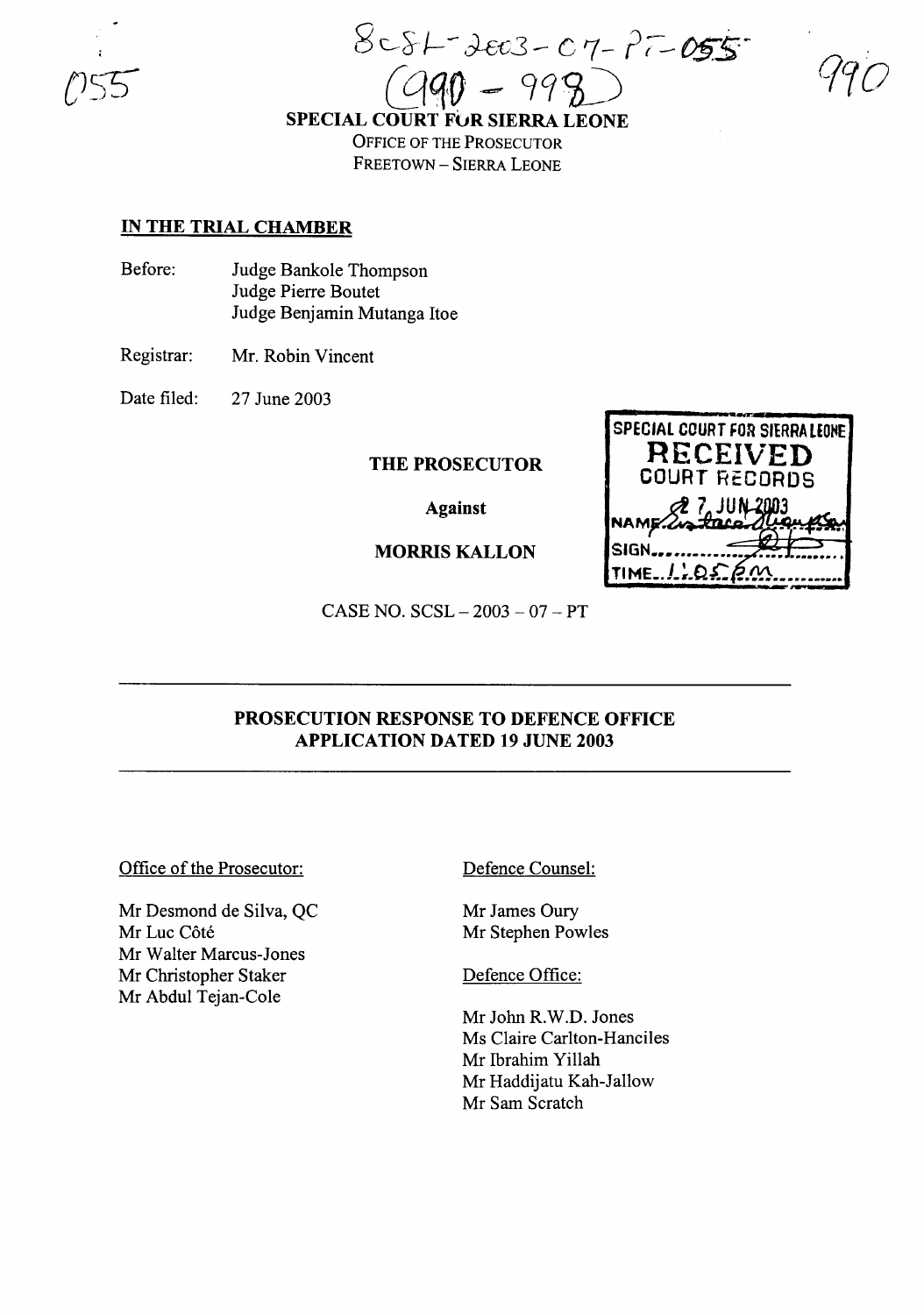SCSL-2003-07-PT-055
(990 - 998)

SPECIAL COURT FOR SIERRA LEONE
OFFICE OF THE PROSECUTOR
FREETOWN – SIERRA LEONE

**IN THE TRIAL CHAMBER**

Before: Judge Bankole Thompson
Judge Pierre Boutet
Judge Benjamin Mutanga Itoe

Registrar: Mr. Robin Vincent

Date filed: 27 June 2003

SPECIAL COURT FOR SIERRA LEONE
RECEIVED
COURT RECORDS
27 JUN 2003
NAME
SIGN
TIME 1:05pm

**THE PROSECUTOR**

**Against**

**MORRIS KALLON**

CASE NO. SCSL – 2003 – 07 – PT

---

**PROSECUTION RESPONSE TO DEFENCE OFFICE APPLICATION DATED 19 JUNE 2003**

---

Office of the Prosecutor:

Mr Desmond de Silva, QC
Mr Luc Côté
Mr Walter Marcus-Jones
Mr Christopher Staker
Mr Abdul Tejan-Cole

Defence Counsel:

Mr James Oury
Mr Stephen Powles

Defence Office:

Mr John R.W.D. Jones
Ms Claire Carlton-Hanciles
Mr Ibrahim Yillah
Mr Haddijatu Kah-Jallow
Mr Sam Scratch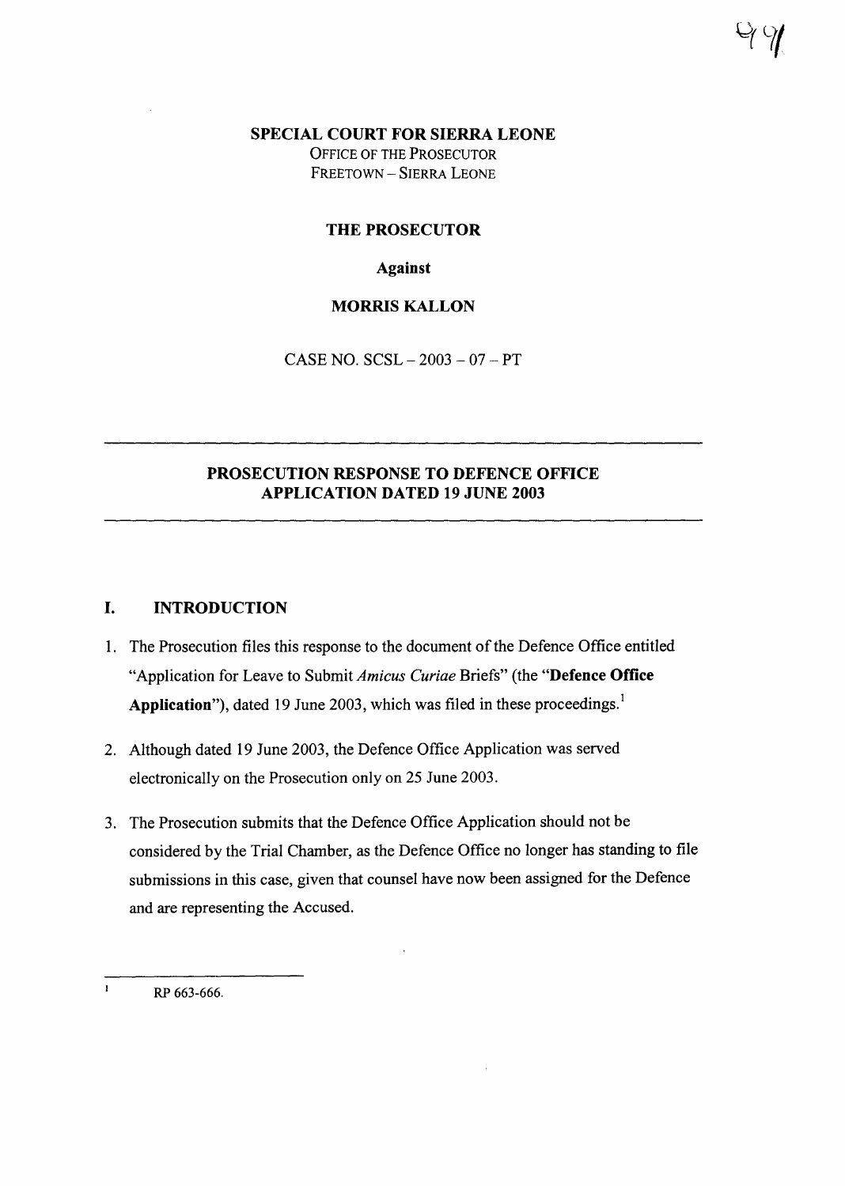**SPECIAL COURT FOR SIERRA LEONE**
OFFICE OF THE PROSECUTOR
FREETOWN – SIERRA LEONE

**THE PROSECUTOR**

**Against**

**MORRIS KALLON**

CASE NO. SCSL – 2003 – 07 – PT

---

## PROSECUTION RESPONSE TO DEFENCE OFFICE APPLICATION DATED 19 JUNE 2003

---

## I. INTRODUCTION

1. The Prosecution files this response to the document of the Defence Office entitled "Application for Leave to Submit *Amicus Curiae* Briefs" (the "**Defence Office Application**"), dated 19 June 2003, which was filed in these proceedings.[1]

2. Although dated 19 June 2003, the Defence Office Application was served electronically on the Prosecution only on 25 June 2003.

3. The Prosecution submits that the Defence Office Application should not be considered by the Trial Chamber, as the Defence Office no longer has standing to file submissions in this case, given that counsel have now been assigned for the Defence and are representing the Accused.

---

[1] RP 663-666.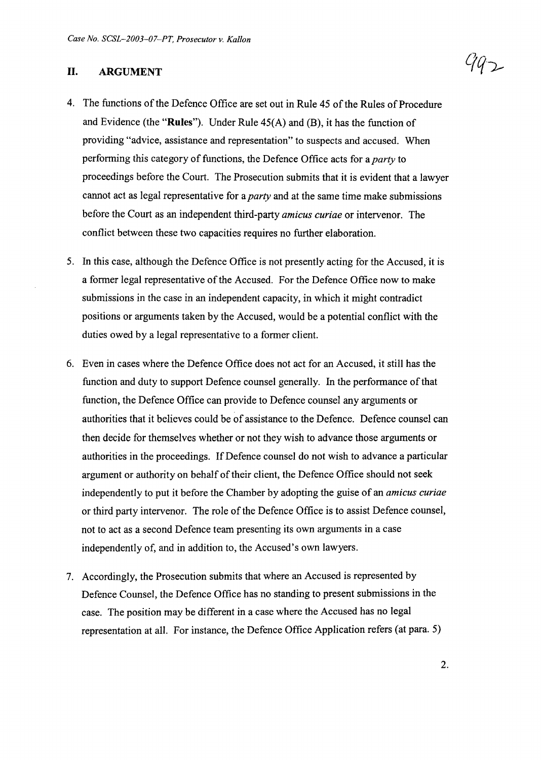## II. ARGUMENT

4. The functions of the Defence Office are set out in Rule 45 of the Rules of Procedure and Evidence (the "**Rules**"). Under Rule 45(A) and (B), it has the function of providing "advice, assistance and representation" to suspects and accused. When performing this category of functions, the Defence Office acts for a *party* to proceedings before the Court. The Prosecution submits that it is evident that a lawyer cannot act as legal representative for a *party* and at the same time make submissions before the Court as an independent third-party *amicus curiae* or intervenor. The conflict between these two capacities requires no further elaboration.

5. In this case, although the Defence Office is not presently acting for the Accused, it is a former legal representative of the Accused. For the Defence Office now to make submissions in the case in an independent capacity, in which it might contradict positions or arguments taken by the Accused, would be a potential conflict with the duties owed by a legal representative to a former client.

6. Even in cases where the Defence Office does not act for an Accused, it still has the function and duty to support Defence counsel generally. In the performance of that function, the Defence Office can provide to Defence counsel any arguments or authorities that it believes could be of assistance to the Defence. Defence counsel can then decide for themselves whether or not they wish to advance those arguments or authorities in the proceedings. If Defence counsel do not wish to advance a particular argument or authority on behalf of their client, the Defence Office should not seek independently to put it before the Chamber by adopting the guise of an *amicus curiae* or third party intervenor. The role of the Defence Office is to assist Defence counsel, not to act as a second Defence team presenting its own arguments in a case independently of, and in addition to, the Accused's own lawyers.

7. Accordingly, the Prosecution submits that where an Accused is represented by Defence Counsel, the Defence Office has no standing to present submissions in the case. The position may be different in a case where the Accused has no legal representation at all. For instance, the Defence Office Application refers (at para. 5)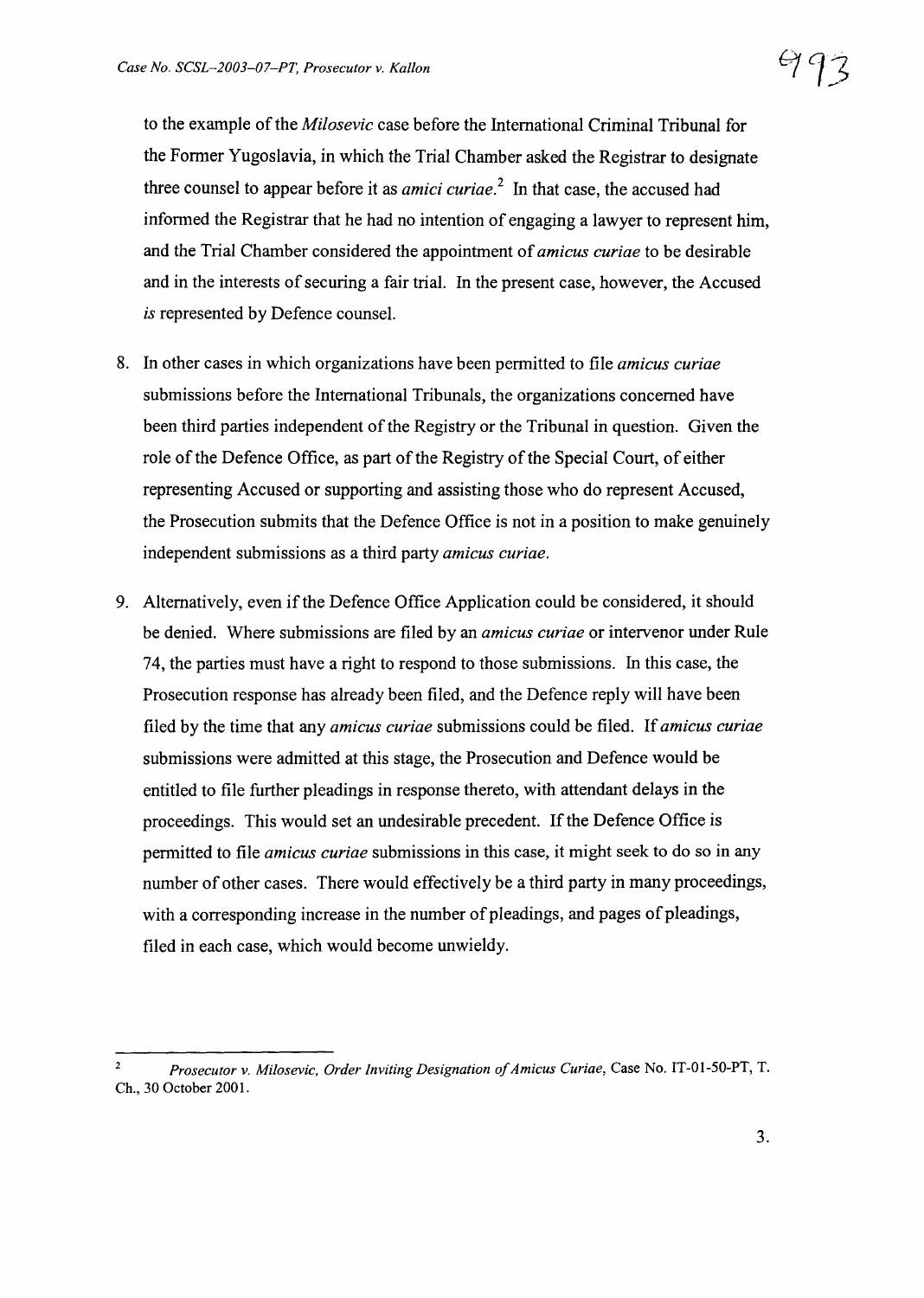to the example of the *Milosevic* case before the International Criminal Tribunal for the Former Yugoslavia, in which the Trial Chamber asked the Registrar to designate three counsel to appear before it as *amici curiae*.[2] In that case, the accused had informed the Registrar that he had no intention of engaging a lawyer to represent him, and the Trial Chamber considered the appointment of *amicus curiae* to be desirable and in the interests of securing a fair trial. In the present case, however, the Accused *is* represented by Defence counsel.

8. In other cases in which organizations have been permitted to file *amicus curiae* submissions before the International Tribunals, the organizations concerned have been third parties independent of the Registry or the Tribunal in question. Given the role of the Defence Office, as part of the Registry of the Special Court, of either representing Accused or supporting and assisting those who do represent Accused, the Prosecution submits that the Defence Office is not in a position to make genuinely independent submissions as a third party *amicus curiae*.

9. Alternatively, even if the Defence Office Application could be considered, it should be denied. Where submissions are filed by an *amicus curiae* or intervenor under Rule 74, the parties must have a right to respond to those submissions. In this case, the Prosecution response has already been filed, and the Defence reply will have been filed by the time that any *amicus curiae* submissions could be filed. If *amicus curiae* submissions were admitted at this stage, the Prosecution and Defence would be entitled to file further pleadings in response thereto, with attendant delays in the proceedings. This would set an undesirable precedent. If the Defence Office is permitted to file *amicus curiae* submissions in this case, it might seek to do so in any number of other cases. There would effectively be a third party in many proceedings, with a corresponding increase in the number of pleadings, and pages of pleadings, filed in each case, which would become unwieldy.

---

[2] *Prosecutor v. Milosevic, Order Inviting Designation of Amicus Curiae*, Case No. IT-01-50-PT, T. Ch., 30 October 2001.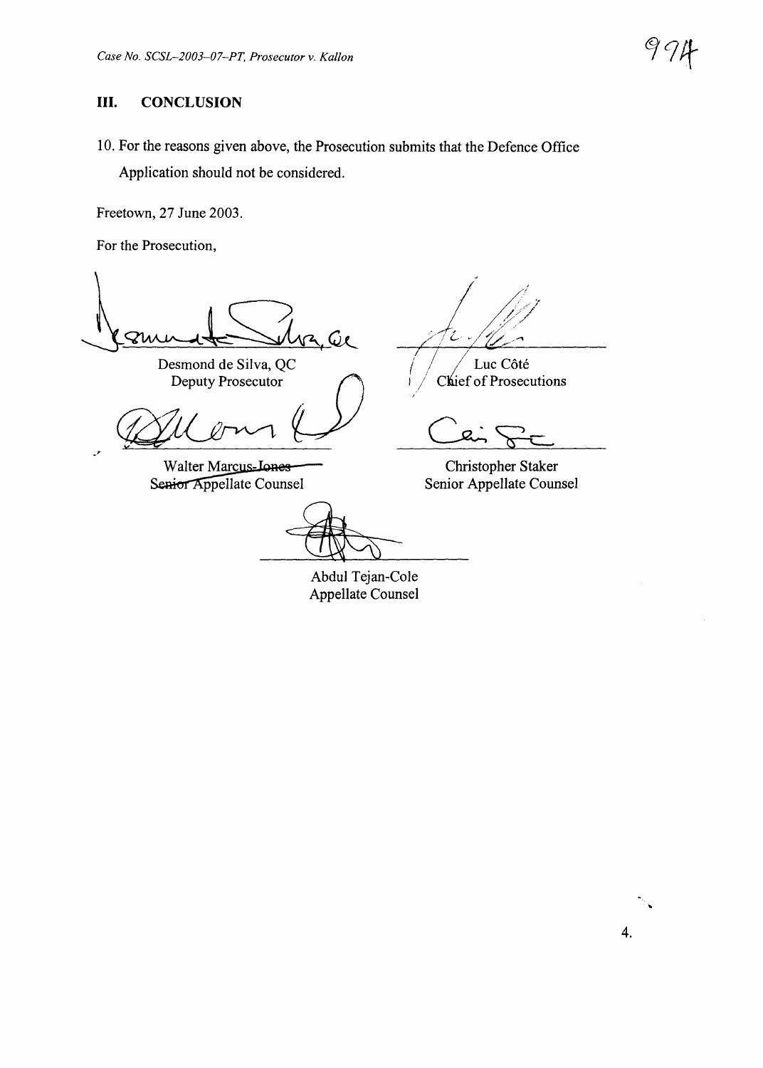## III. CONCLUSION

10. For the reasons given above, the Prosecution submits that the Defence Office Application should not be considered.

Freetown, 27 June 2003.

For the Prosecution,

Desmond de Silva, QC
Deputy Prosecutor

Luc Côté
Chief of Prosecutions

Walter Marcus-Jones
Senior Appellate Counsel

Christopher Staker
Senior Appellate Counsel

Abdul Tejan-Cole
Appellate Counsel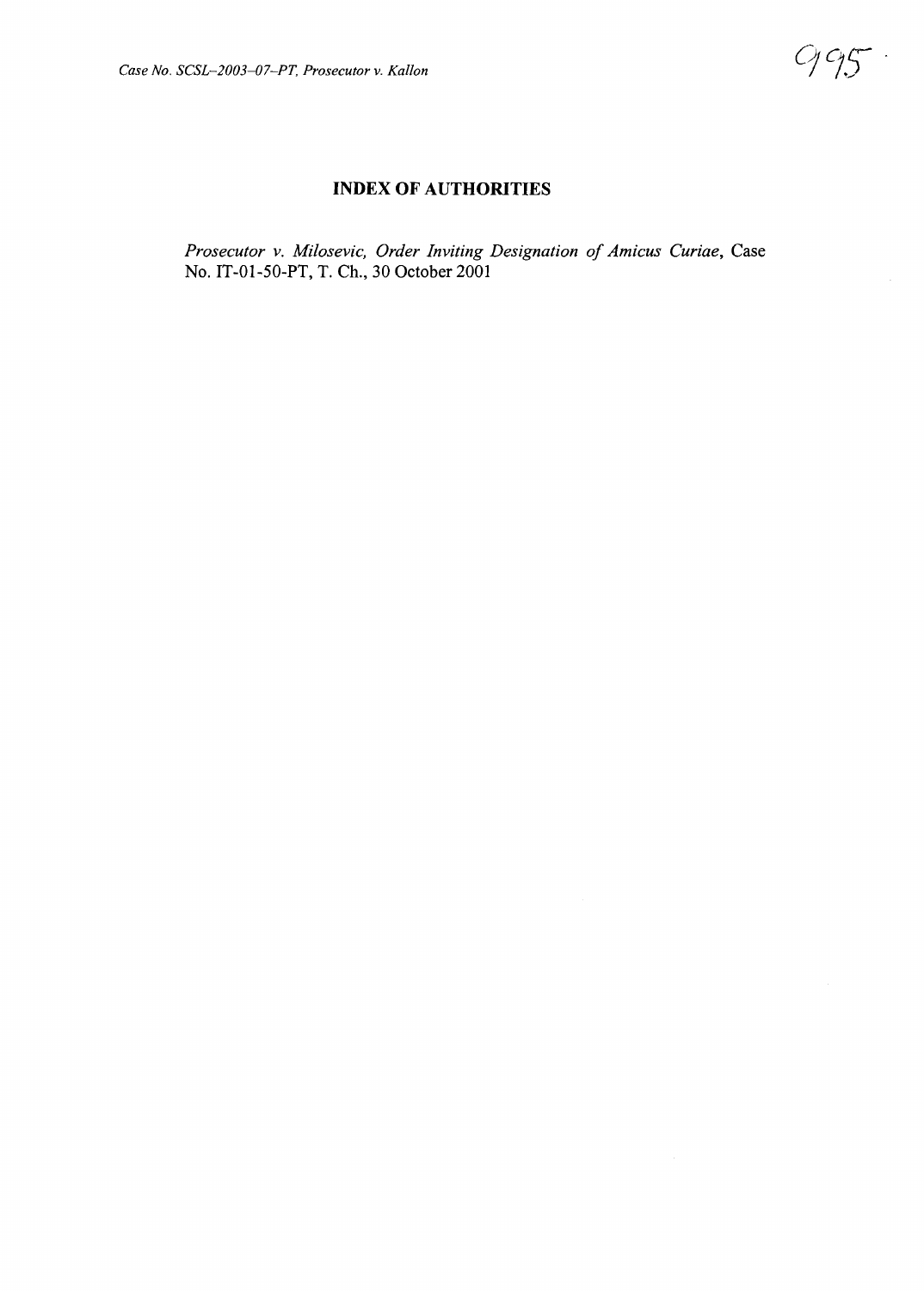## INDEX OF AUTHORITIES

*Prosecutor v. Milosevic, Order Inviting Designation of Amicus Curiae*, Case No. IT-01-50-PT, T. Ch., 30 October 2001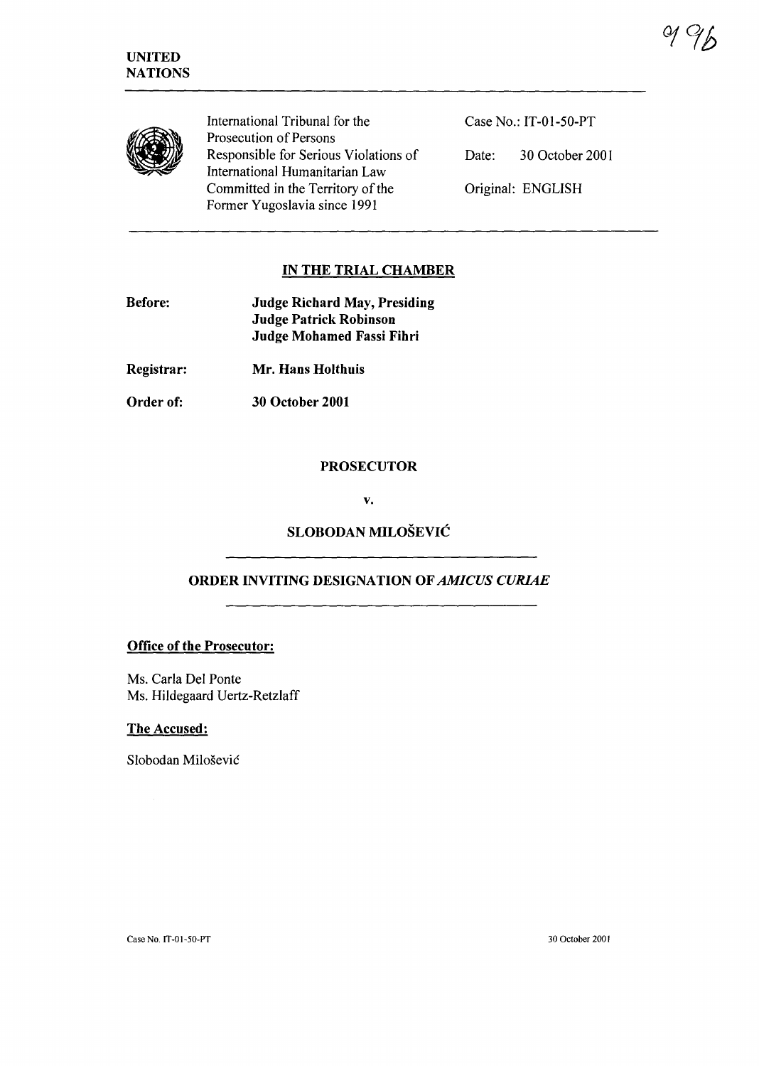UNITED NATIONS

International Tribunal for the Prosecution of Persons Responsible for Serious Violations of International Humanitarian Law Committed in the Territory of the Former Yugoslavia since 1991

Case No.: IT-01-50-PT

Date: 30 October 2001

Original: ENGLISH

## IN THE TRIAL CHAMBER

**Before:** **Judge Richard May, Presiding**
**Judge Patrick Robinson**
**Judge Mohamed Fassi Fihri**

**Registrar:** **Mr. Hans Holthuis**

**Order of:** **30 October 2001**

## PROSECUTOR

**v.**

## SLOBODAN MILOŠEVIĆ

## ORDER INVITING DESIGNATION OF *AMICUS CURIAE*

**Office of the Prosecutor:**

Ms. Carla Del Ponte
Ms. Hildegaard Uertz-Retzlaff

**The Accused:**

Slobodan Milošević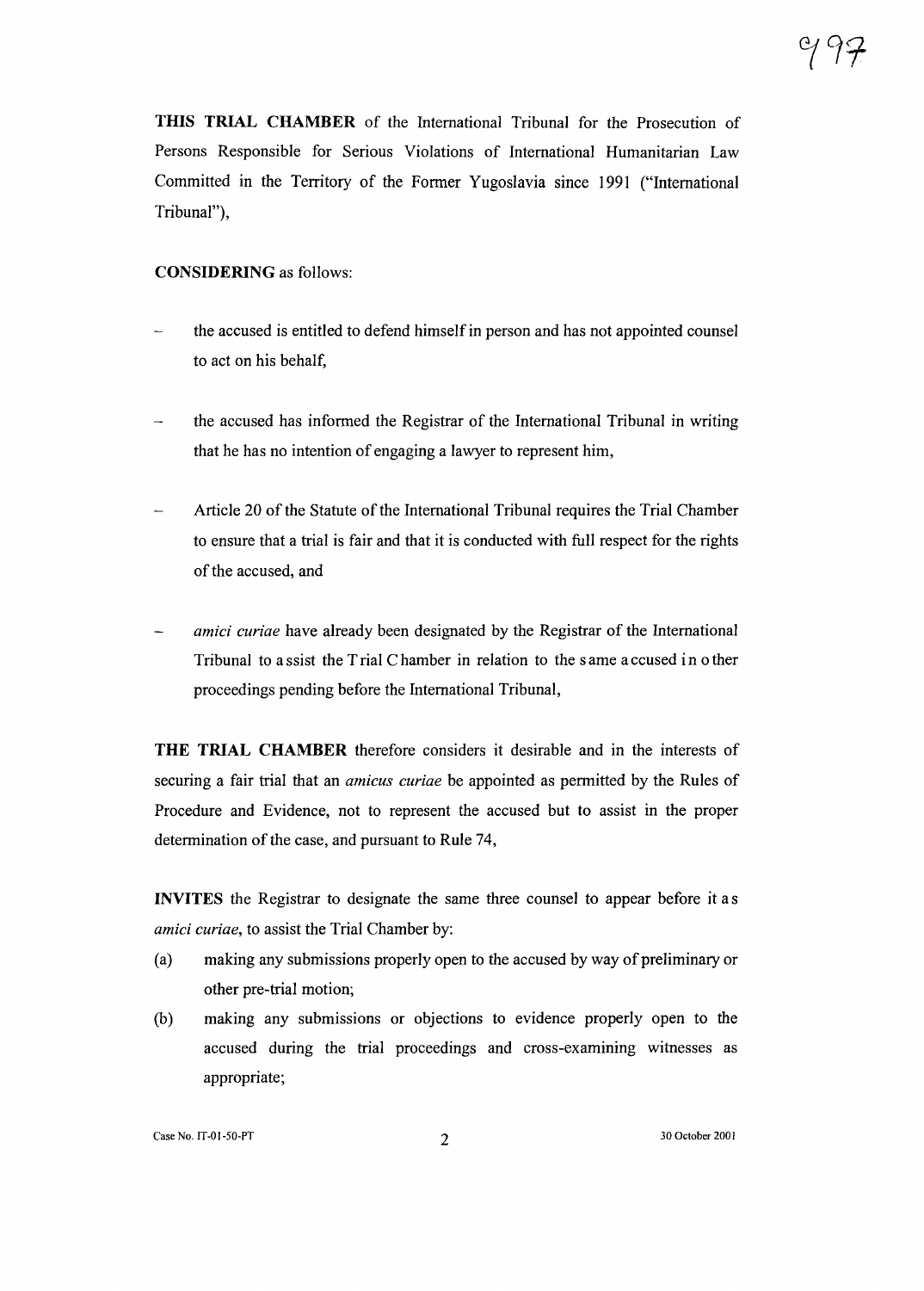**THIS TRIAL CHAMBER** of the International Tribunal for the Prosecution of Persons Responsible for Serious Violations of International Humanitarian Law Committed in the Territory of the Former Yugoslavia since 1991 ("International Tribunal"),

**CONSIDERING** as follows:

- the accused is entitled to defend himself in person and has not appointed counsel to act on his behalf,
- the accused has informed the Registrar of the International Tribunal in writing that he has no intention of engaging a lawyer to represent him,
- Article 20 of the Statute of the International Tribunal requires the Trial Chamber to ensure that a trial is fair and that it is conducted with full respect for the rights of the accused, and
- *amici curiae* have already been designated by the Registrar of the International Tribunal to assist the Trial Chamber in relation to the same accused in other proceedings pending before the International Tribunal,

**THE TRIAL CHAMBER** therefore considers it desirable and in the interests of securing a fair trial that an *amicus curiae* be appointed as permitted by the Rules of Procedure and Evidence, not to represent the accused but to assist in the proper determination of the case, and pursuant to Rule 74,

**INVITES** the Registrar to designate the same three counsel to appear before it as *amici curiae*, to assist the Trial Chamber by:

(a) making any submissions properly open to the accused by way of preliminary or other pre-trial motion;

(b) making any submissions or objections to evidence properly open to the accused during the trial proceedings and cross-examining witnesses as appropriate;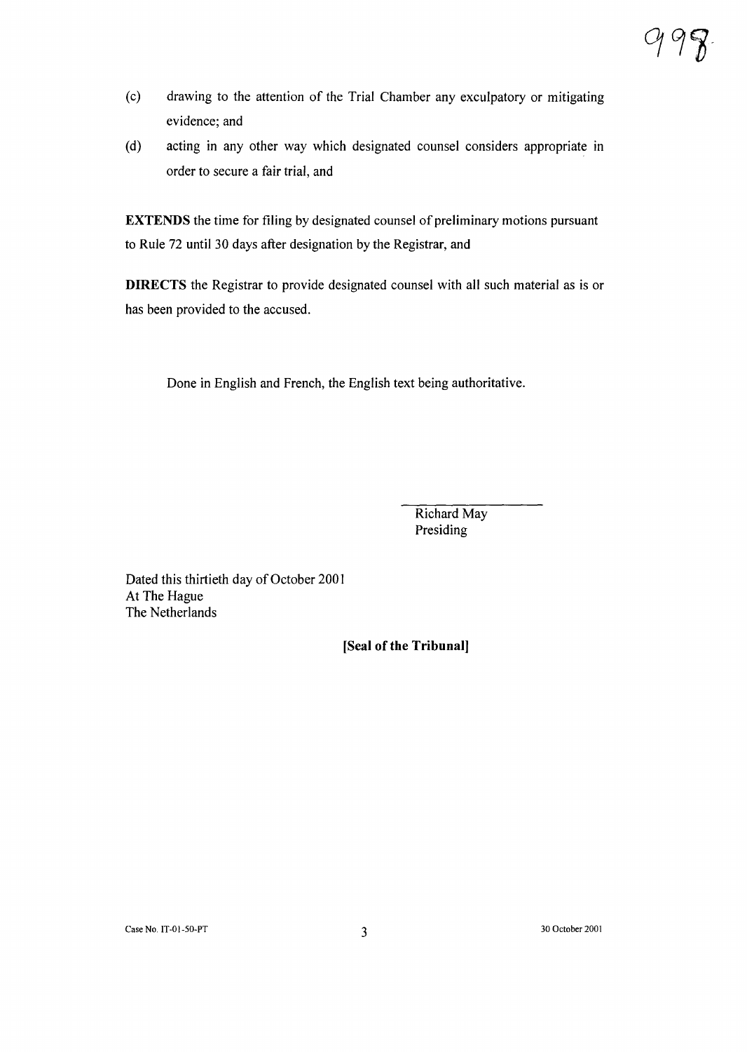(c) drawing to the attention of the Trial Chamber any exculpatory or mitigating evidence; and

(d) acting in any other way which designated counsel considers appropriate in order to secure a fair trial, and

**EXTENDS** the time for filing by designated counsel of preliminary motions pursuant to Rule 72 until 30 days after designation by the Registrar, and

**DIRECTS** the Registrar to provide designated counsel with all such material as is or has been provided to the accused.

Done in English and French, the English text being authoritative.

Richard May
Presiding

Dated this thirtieth day of October 2001
At The Hague
The Netherlands

**[Seal of the Tribunal]**